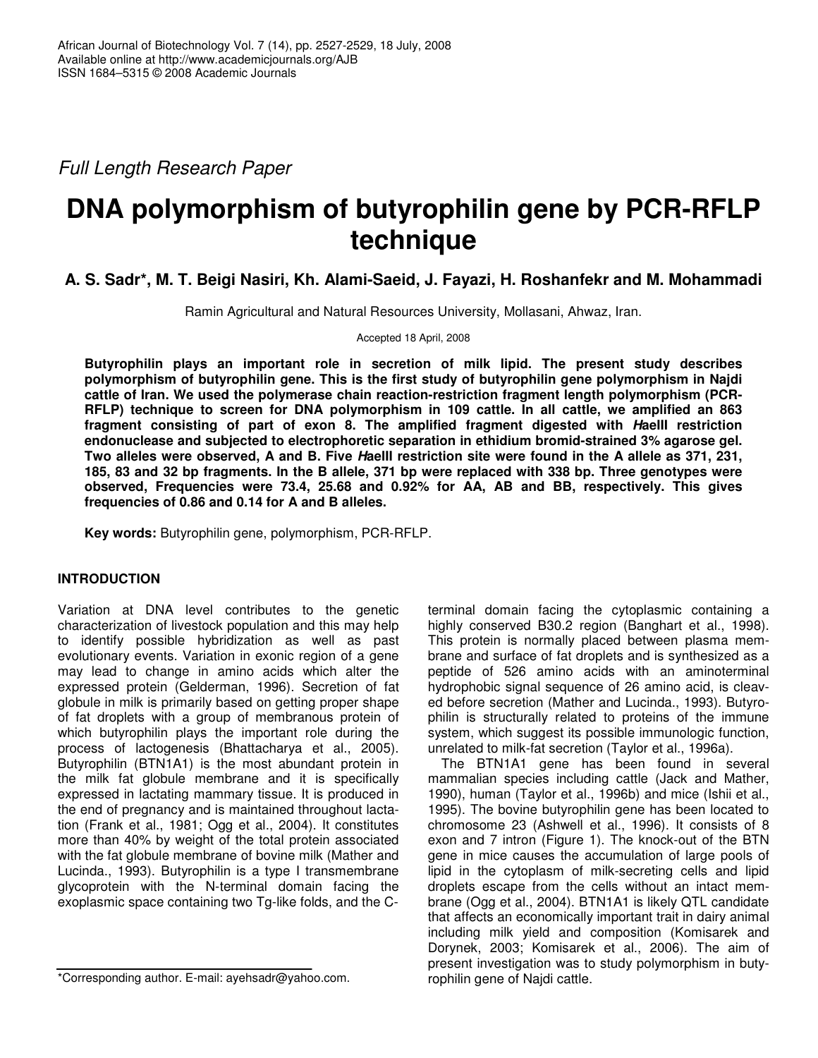*Full Length Research Paper*

# DNA polymorphism of butyrophilin gene by PCR-RFLP technique

**A. S. Sadr\*, M. T. Beigi Nasiri, Kh. Alami-Saeid, J. Fayazi, H. Roshanfekr and M. Mohammadi**

Ramin Agricultural and Natural Resources University, Mollasani, Ahwaz, Iran.

Accepted 18 April, 2008

**Butyrophilin plays an important role in secretion of milk lipid. The present study describes polymorphism of butyrophilin gene. This is the first study of butyrophilin gene polymorphism in Najdi cattle of Iran. We used the polymerase chain reaction-restriction fragment length polymorphism (PCR-RFLP) technique to screen for DNA polymorphism in 109 cattle. In all cattle, we amplified an 863 fragment consisting of part of exon 8. The amplified fragment digested with *Hae*III restriction endonuclease and subjected to electrophoretic separation in ethidium bromid-strained 3% agarose gel. Two alleles were observed, A and B. Five *Hae*III restriction site were found in the A allele as 371, 231, 185, 83 and 32 bp fragments. In the B allele, 371 bp were replaced with 338 bp. Three genotypes were observed, Frequencies were 73.4, 25.68 and 0.92% for AA, AB and BB, respectively. This gives frequencies of 0.86 and 0.14 for A and B alleles.**

**Key words:** Butyrophilin gene, polymorphism, PCR-RFLP.

## INTRODUCTION

Variation at DNA level contributes to the genetic characterization of livestock population and this may help to identify possible hybridization as well as past evolutionary events. Variation in exonic region of a gene may lead to change in amino acids which alter the expressed protein (Gelderman, 1996). Secretion of fat globule in milk is primarily based on getting proper shape of fat droplets with a group of membranous protein of which butyrophilin plays the important role during the process of lactogenesis (Bhattacharya et al., 2005). Butyrophilin (BTN1A1) is the most abundant protein in the milk fat globule membrane and it is specifically expressed in lactating mammary tissue. It is produced in the end of pregnancy and is maintained throughout lactation (Frank et al., 1981; Ogg et al., 2004). It constitutes more than 40% by weight of the total protein associated with the fat globule membrane of bovine milk (Mather and Lucinda., 1993). Butyrophilin is a type I transmembrane glycoprotein with the N-terminal domain facing the exoplasmic space containing two Tg-like folds, and the C-terminal domain facing the cytoplasmic containing a highly conserved B30.2 region (Banghart et al., 1998). This protein is normally placed between plasma membrane and surface of fat droplets and is synthesized as a peptide of 526 amino acids with an aminoterminal hydrophobic signal sequence of 26 amino acid, is cleaved before secretion (Mather and Lucinda., 1993). Butyrophilin is structurally related to proteins of the immune system, which suggest its possible immunologic function, unrelated to milk-fat secretion (Taylor et al., 1996a).

The BTN1A1 gene has been found in several mammalian species including cattle (Jack and Mather, 1990), human (Taylor et al., 1996b) and mice (Ishii et al., 1995). The bovine butyrophilin gene has been located to chromosome 23 (Ashwell et al., 1996). It consists of 8 exon and 7 intron (Figure 1). The knock-out of the BTN gene in mice causes the accumulation of large pools of lipid in the cytoplasm of milk-secreting cells and lipid droplets escape from the cells without an intact membrane (Ogg et al., 2004). BTN1A1 is likely QTL candidate that affects an economically important trait in dairy animal including milk yield and composition (Komisarek and Dorynek, 2003; Komisarek et al., 2006). The aim of present investigation was to study polymorphism in butyrophilin gene of Najdi cattle.

\*Corresponding author. E-mail: ayehsadr@yahoo.com.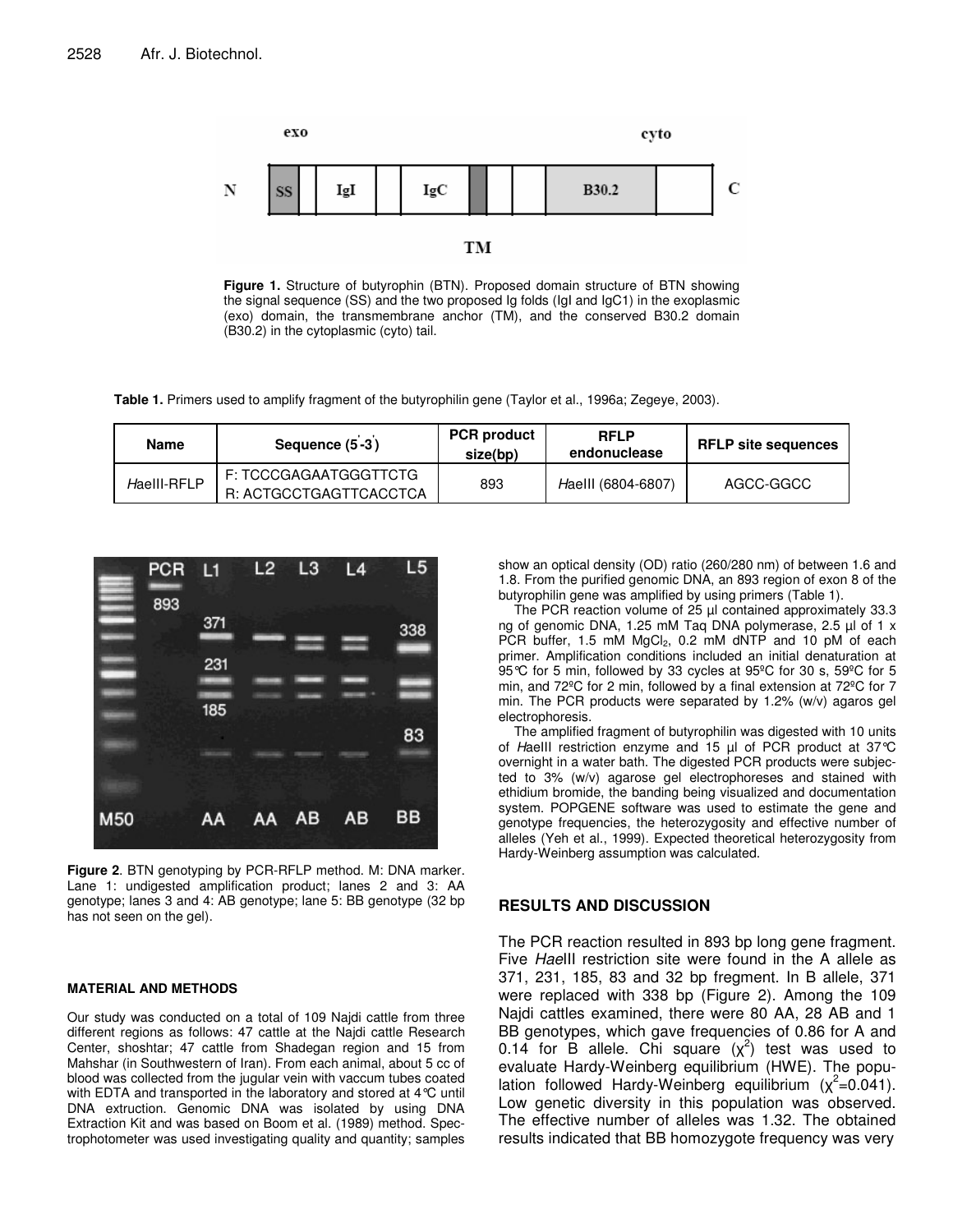**Figure 1.** Structure of butyrophin (BTN). Proposed domain structure of BTN showing the signal sequence (SS) and the two proposed Ig folds (IgI and IgC1) in the exoplasmic (exo) domain, the transmembrane anchor (TM), and the conserved B30.2 domain (B30.2) in the cytoplasmic (cyto) tail.

**Table 1.** Primers used to amplify fragment of the butyrophilin gene (Taylor et al., 1996a; Zegeye, 2003).

| Name | Sequence (5'-3') | PCR product size(bp) | RFLP endonuclease | RFLP site sequences |
|---|---|---|---|---|
| *Hae*III-RFLP | F: TCCCGAGAATGGGTTCTG<br>R: ACTGCCTGAGTTCACCTCA | 893 | *Hae*III (6804-6807) | AGCC-GGCC |

**Figure 2**. BTN genotyping by PCR-RFLP method. M: DNA marker. Lane 1: undigested amplification product; lanes 2 and 3: AA genotype; lanes 3 and 4: AB genotype; lane 5: BB genotype (32 bp has not seen on the gel).

## MATERIAL AND METHODS

Our study was conducted on a total of 109 Najdi cattle from three different regions as follows: 47 cattle at the Najdi cattle Research Center, shoshtar; 47 cattle from Shadegan region and 15 from Mahshar (in Southwestern of Iran). From each animal, about 5 cc of blood was collected from the jugular vein with vaccum tubes coated with EDTA and transported in the laboratory and stored at 4°C until DNA extruction. Genomic DNA was isolated by using DNA Extraction Kit and was based on Boom et al. (1989) method. Spectrophotometer was used investigating quality and quantity; samples show an optical density (OD) ratio (260/280 nm) of between 1.6 and 1.8. From the purified genomic DNA, an 893 region of exon 8 of the butyrophilin gene was amplified by using primers (Table 1).

The PCR reaction volume of 25 µl contained approximately 33.3 ng of genomic DNA, 1.25 mM Taq DNA polymerase, 2.5 µl of 1 x PCR buffer, 1.5 mM $MgCl_2$, 0.2 mM dNTP and 10 pM of each primer. Amplification conditions included an initial denaturation at 95°C for 5 min, followed by 33 cycles at 95ºC for 30 s, 59ºC for 5 min, and 72ºC for 2 min, followed by a final extension at 72ºC for 7 min. The PCR products were separated by 1.2% (w/v) agaros gel electrophoresis.

The amplified fragment of butyrophilin was digested with 10 units of *Hae*III restriction enzyme and 15 µl of PCR product at 37°C overnight in a water bath. The digested PCR products were subjected to 3% (w/v) agarose gel electrophoreses and stained with ethidium bromide, the banding being visualized and documentation system. POPGENE software was used to estimate the gene and genotype frequencies, the heterozygosity and effective number of alleles (Yeh et al., 1999). Expected theoretical heterozygosity from Hardy-Weinberg assumption was calculated.

## RESULTS AND DISCUSSION

The PCR reaction resulted in 893 bp long gene fragment. Five *Hae*III restriction site were found in the A allele as 371, 231, 185, 83 and 32 bp fregment. In B allele, 371 were replaced with 338 bp (Figure 2). Among the 109 Najdi cattles examined, there were 80 AA, 28 AB and 1 BB genotypes, which gave frequencies of 0.86 for A and 0.14 for B allele. Chi square ($\chi^2$) test was used to evaluate Hardy-Weinberg equilibrium (HWE). The population followed Hardy-Weinberg equilibrium ($\chi^2$=0.041). Low genetic diversity in this population was observed. The effective number of alleles was 1.32. The obtained results indicated that BB homozygote frequency was very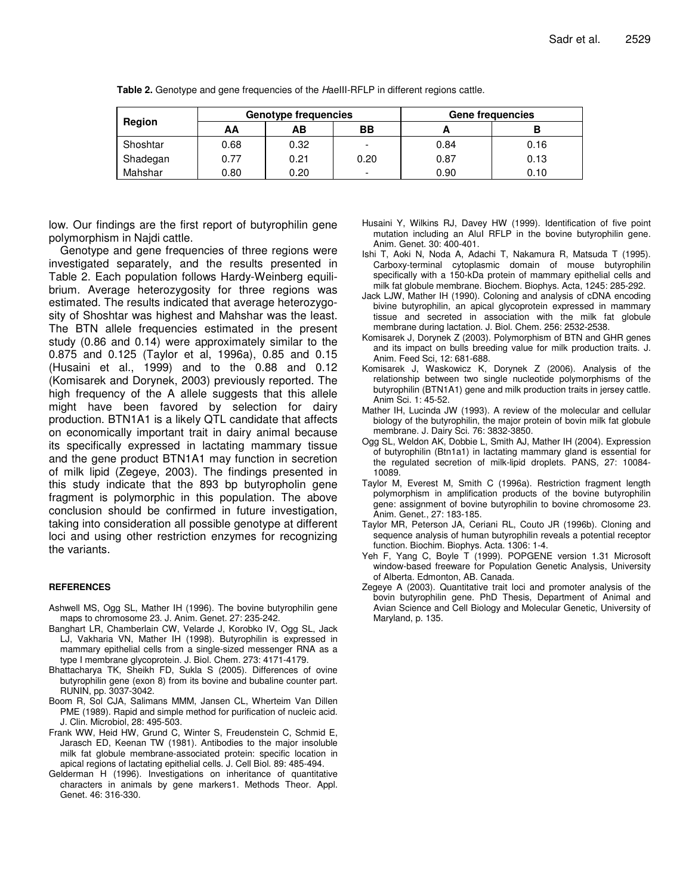**Table 2.** Genotype and gene frequencies of the *Hae*III-RFLP in different regions cattle.

| Region | Genotype frequencies | | | Gene frequencies | |
|---|---|---|---|---|---|
| | AA | AB | BB | A | B |
| Shoshtar | 0.68 | 0.32 | - | 0.84 | 0.16 |
| Shadegan | 0.77 | 0.21 | 0.20 | 0.87 | 0.13 |
| Mahshar | 0.80 | 0.20 | - | 0.90 | 0.10 |

low. Our findings are the first report of butyrophilin gene polymorphism in Najdi cattle.

Genotype and gene frequencies of three regions were investigated separately, and the results presented in Table 2. Each population follows Hardy-Weinberg equilibrium. Average heterozygosity for three regions was estimated. The results indicated that average heterozygosity of Shoshtar was highest and Mahshar was the least. The BTN allele frequencies estimated in the present study (0.86 and 0.14) were approximately similar to the 0.875 and 0.125 (Taylor et al, 1996a), 0.85 and 0.15 (Husaini et al., 1999) and to the 0.88 and 0.12 (Komisarek and Dorynek, 2003) previously reported. The high frequency of the A allele suggests that this allele might have been favored by selection for dairy production. BTN1A1 is a likely QTL candidate that affects on economically important trait in dairy animal because its specifically expressed in lactating mammary tissue and the gene product BTN1A1 may function in secretion of milk lipid (Zegeye, 2003). The findings presented in this study indicate that the 893 bp butyropholin gene fragment is polymorphic in this population. The above conclusion should be confirmed in future investigation, taking into consideration all possible genotype at different loci and using other restriction enzymes for recognizing the variants.

## REFERENCES

Ashwell MS, Ogg SL, Mather IH (1996). The bovine butyrophilin gene maps to chromosome 23. J. Anim. Genet. 27: 235-242.

Banghart LR, Chamberlain CW, Velarde J, Korobko IV, Ogg SL, Jack LJ, Vakharia VN, Mather IH (1998). Butyrophilin is expressed in mammary epithelial cells from a single-sized messenger RNA as a type I membrane glycoprotein. J. Biol. Chem. 273: 4171-4179.

Bhattacharya TK, Sheikh FD, Sukla S (2005). Differences of ovine butyrophilin gene (exon 8) from its bovine and bubaline counter part. RUNIN, pp. 3037-3042.

Boom R, Sol CJA, Salimans MMM, Jansen CL, Wherteim Van Dillen PME (1989). Rapid and simple method for purification of nucleic acid. J. Clin. Microbiol, 28: 495-503.

Frank WW, Heid HW, Grund C, Winter S, Freudenstein C, Schmid E, Jarasch ED, Keenan TW (1981). Antibodies to the major insoluble milk fat globule membrane-associated protein: specific location in apical regions of lactating epithelial cells. J. Cell Biol. 89: 485-494.

Gelderman H (1996). Investigations on inheritance of quantitative characters in animals by gene markers1. Methods Theor. Appl. Genet. 46: 316-330.

Husaini Y, Wilkins RJ, Davey HW (1999). Identification of five point mutation including an AluI RFLP in the bovine butyrophilin gene. Anim. Genet. 30: 400-401.

Ishi T, Aoki N, Noda A, Adachi T, Nakamura R, Matsuda T (1995). Carboxy-terminal cytoplasmic domain of mouse butyrophilin specifically with a 150-kDa protein of mammary epithelial cells and milk fat globule membrane. Biochem. Biophys. Acta, 1245: 285-292.

Jack LJW, Mather IH (1990). Coloning and analysis of cDNA encoding bivine butyrophilin, an apical glycoprotein expressed in mammary tissue and secreted in association with the milk fat globule membrane during lactation. J. Biol. Chem. 256: 2532-2538.

Komisarek J, Dorynek Z (2003). Polymorphism of BTN and GHR genes and its impact on bulls breeding value for milk production traits. J. Anim. Feed Sci, 12: 681-688.

Komisarek J, Waskowicz K, Dorynek Z (2006). Analysis of the relationship between two single nucleotide polymorphisms of the butyrophilin (BTN1A1) gene and milk production traits in jersey cattle. Anim Sci. 1: 45-52.

Mather IH, Lucinda JW (1993). A review of the molecular and cellular biology of the butyrophilin, the major protein of bovin milk fat globule membrane. J. Dairy Sci. 76: 3832-3850.

Ogg SL, Weldon AK, Dobbie L, Smith AJ, Mather IH (2004). Expression of butyrophilin (Btn1a1) in lactating mammary gland is essential for the regulated secretion of milk-lipid droplets. PANS, 27: 10084-10089.

Taylor M, Everest M, Smith C (1996a). Restriction fragment length polymorphism in amplification products of the bovine butyrophilin gene: assignment of bovine butyrophilin to bovine chromosome 23. Anim. Genet., 27: 183-185.

Taylor MR, Peterson JA, Ceriani RL, Couto JR (1996b). Cloning and sequence analysis of human butyrophilin reveals a potential receptor function. Biochim. Biophys. Acta. 1306: 1-4.

Yeh F, Yang C, Boyle T (1999). POPGENE version 1.31 Microsoft window-based freeware for Population Genetic Analysis, University of Alberta. Edmonton, AB. Canada.

Zegeye A (2003). Quantitative trait loci and promoter analysis of the bovin butyrophilin gene. PhD Thesis, Department of Animal and Avian Science and Cell Biology and Molecular Genetic, University of Maryland, p. 135.